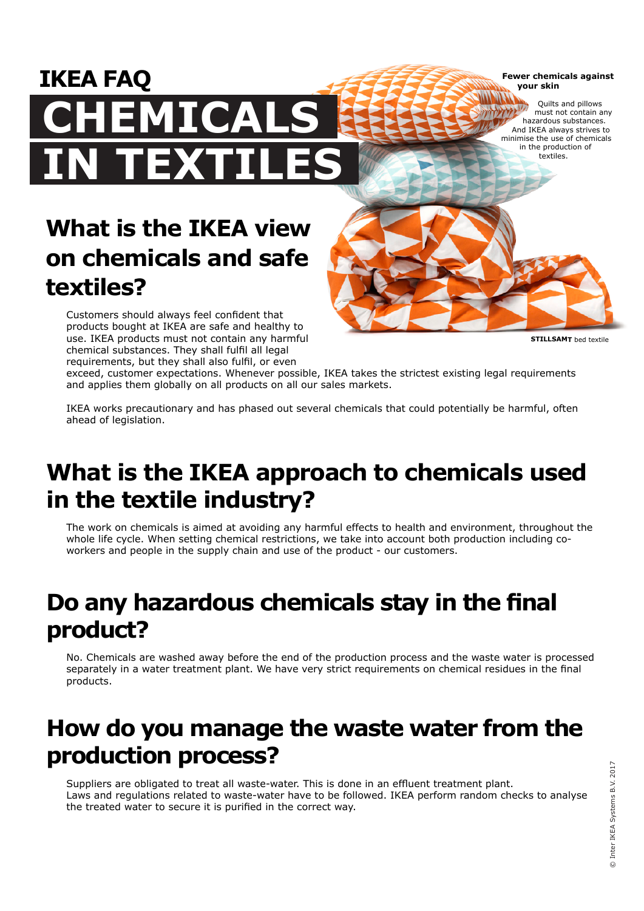# IKEA FAQ

# CHEMICALS IN TEXTILES

**Fewer chemicals against your skin**

Quilts and pillows must not contain any hazardous substances. And IKEA always strives to minimise the use of chemicals in the production of textiles.

**STILLSAMT** bed textile

## What is the IKEA view on chemicals and safe textiles?

Customers should always feel confident that products bought at IKEA are safe and healthy to use. IKEA products must not contain any harmful chemical substances. They shall fulfil all legal requirements, but they shall also fulfil, or even exceed, customer expectations. Whenever possible, IKEA takes the strictest existing legal requirements and applies them globally on all products on all our sales markets.

IKEA works precautionary and has phased out several chemicals that could potentially be harmful, often ahead of legislation.

## What is the IKEA approach to chemicals used in the textile industry?

The work on chemicals is aimed at avoiding any harmful effects to health and environment, throughout the whole life cycle. When setting chemical restrictions, we take into account both production including co-workers and people in the supply chain and use of the product - our customers.

## Do any hazardous chemicals stay in the final product?

No. Chemicals are washed away before the end of the production process and the waste water is processed separately in a water treatment plant. We have very strict requirements on chemical residues in the final products.

## How do you manage the waste water from the production process?

Suppliers are obligated to treat all waste-water. This is done in an effluent treatment plant. Laws and regulations related to waste-water have to be followed. IKEA perform random checks to analyse the treated water to secure it is purified in the correct way.

© Inter IKEA Systems B.V. 2017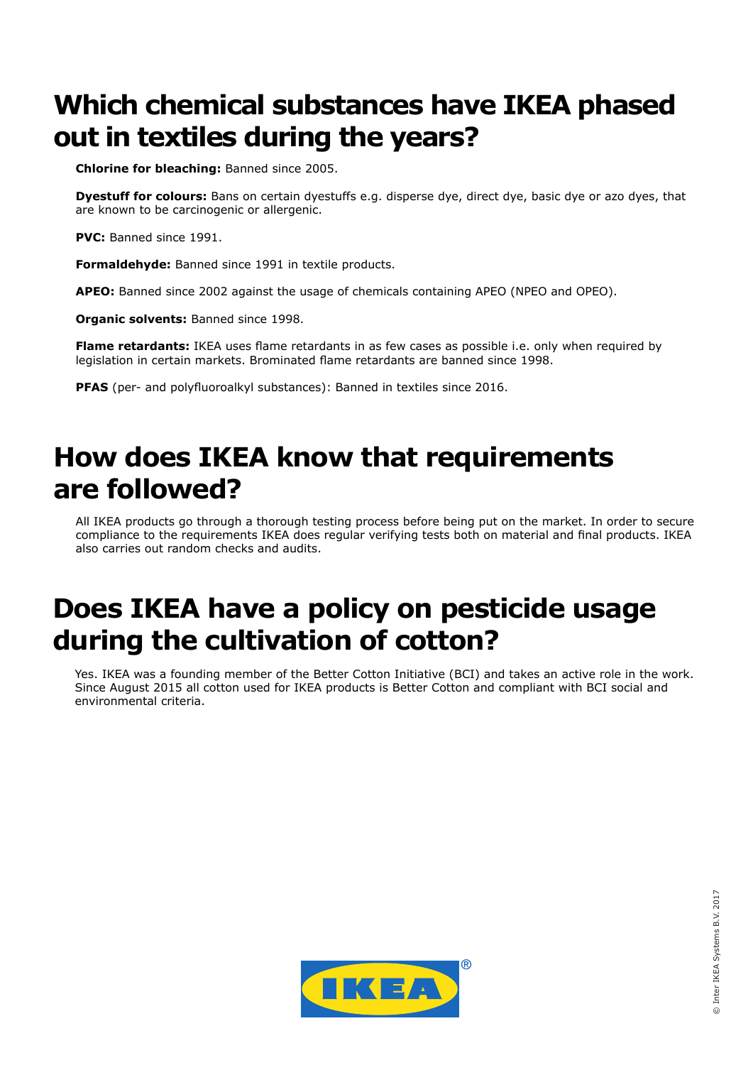# Which chemical substances have IKEA phased out in textiles during the years?

**Chlorine for bleaching:** Banned since 2005.

**Dyestuff for colours:** Bans on certain dyestuffs e.g. disperse dye, direct dye, basic dye or azo dyes, that are known to be carcinogenic or allergenic.

**PVC:** Banned since 1991.

**Formaldehyde:** Banned since 1991 in textile products.

**APEO:** Banned since 2002 against the usage of chemicals containing APEO (NPEO and OPEO).

**Organic solvents:** Banned since 1998.

**Flame retardants:** IKEA uses flame retardants in as few cases as possible i.e. only when required by legislation in certain markets. Brominated flame retardants are banned since 1998.

**PFAS** (per- and polyfluoroalkyl substances): Banned in textiles since 2016.

# How does IKEA know that requirements are followed?

All IKEA products go through a thorough testing process before being put on the market. In order to secure compliance to the requirements IKEA does regular verifying tests both on material and final products. IKEA also carries out random checks and audits.

# Does IKEA have a policy on pesticide usage during the cultivation of cotton?

Yes. IKEA was a founding member of the Better Cotton Initiative (BCI) and takes an active role in the work. Since August 2015 all cotton used for IKEA products is Better Cotton and compliant with BCI social and environmental criteria.

IKEA®

© Inter IKEA Systems B.V. 2017